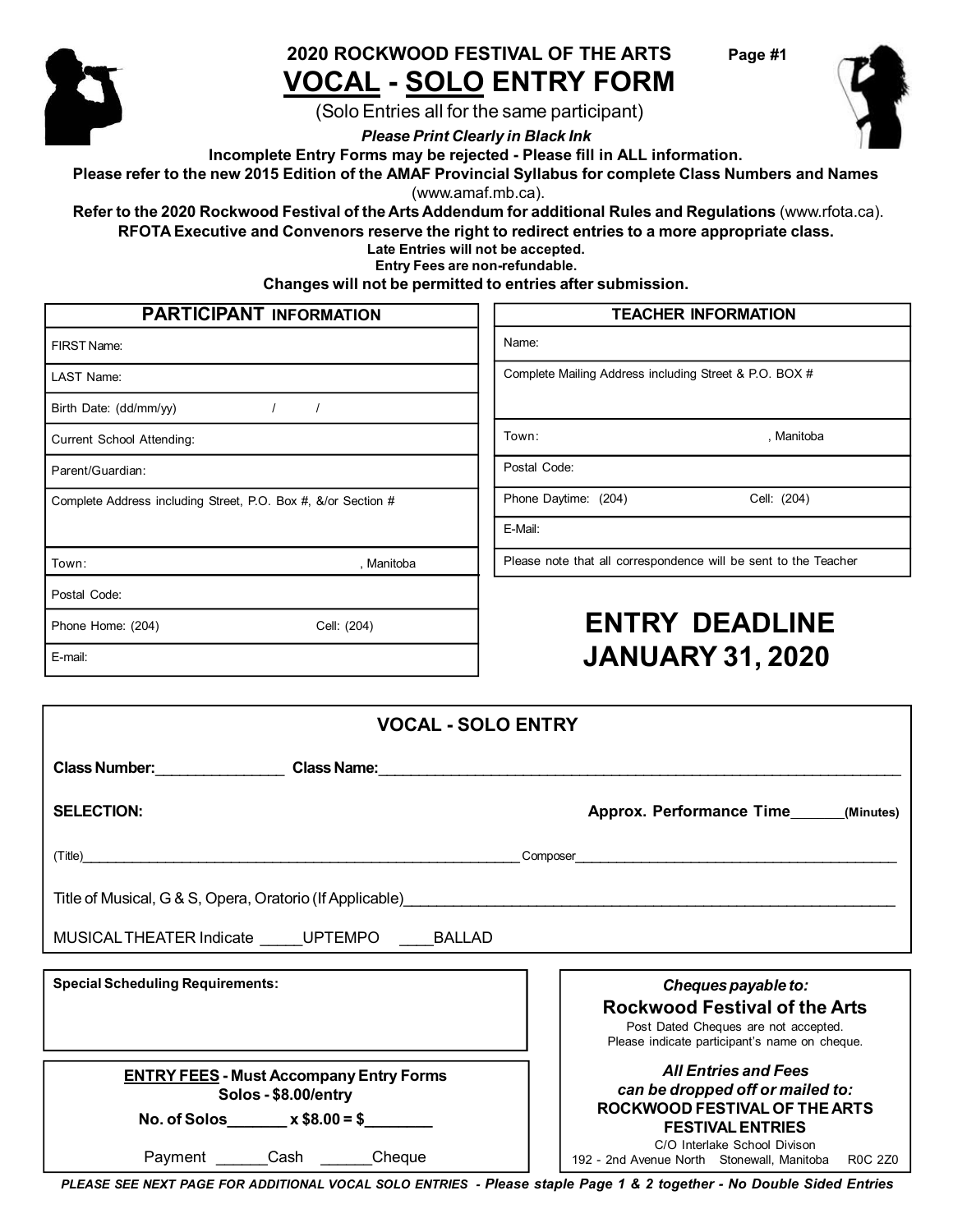# 2020 ROCKWOOD FESTIVAL OF THE ARTS

Page #1

# VOCAL - SOLO ENTRY FORM

(Solo Entries all for the same participant)

***Please Print Clearly in Black Ink***

**Incomplete Entry Forms may be rejected - Please fill in ALL information.**

**Please refer to the new 2015 Edition of the AMAF Provincial Syllabus for complete Class Numbers and Names** (www.amaf.mb.ca).

**Refer to the 2020 Rockwood Festival of the Arts Addendum for additional Rules and Regulations** (www.rfota.ca).

**RFOTA Executive and Convenors reserve the right to redirect entries to a more appropriate class.**

**Late Entries will not be accepted.**

**Entry Fees are non-refundable.**

**Changes will not be permitted to entries after submission.**

| PARTICIPANT INFORMATION |
|---|
| FIRST Name: |
| LAST Name: |
| Birth Date: (dd/mm/yy) / / |
| Current School Attending: |
| Parent/Guardian: |
| Complete Address including Street, P.O. Box #, &/or Section # |
| Town: , Manitoba |
| Postal Code: |
| Phone Home: (204) Cell: (204) |
| E-mail: |

| TEACHER INFORMATION |
|---|
| Name: |
| Complete Mailing Address including Street & P.O. BOX # |
| Town: , Manitoba |
| Postal Code: |
| Phone Daytime: (204) Cell: (204) |
| E-Mail: |
| Please note that all correspondence will be sent to the Teacher |

## ENTRY DEADLINE JANUARY 31, 2020

## VOCAL - SOLO ENTRY

**Class Number:**________________ **Class Name:**________________________________________

**SELECTION:** **Approx. Performance Time**_______**(Minutes)**

(Title)____________________________________________ Composer________________________________

Title of Musical, G & S, Opera, Oratorio (If Applicable)________________________________________

MUSICAL THEATER Indicate _____UPTEMPO ____BALLAD

**Special Scheduling Requirements:**

**ENTRY FEES - Must Accompany Entry Forms**

**Solos - $8.00/entry**

**No. of Solos_______ x $8.00 = $________**

Payment ______Cash ______Cheque

*Cheques payable to:*

**Rockwood Festival of the Arts**

Post Dated Cheques are not accepted.
Please indicate participant's name on cheque.

***All Entries and Fees can be dropped off or mailed to:***

**ROCKWOOD FESTIVAL OF THE ARTS FESTIVAL ENTRIES**

C/O Interlake School Divison
192 - 2nd Avenue North Stonewall, Manitoba R0C 2Z0

***PLEASE SEE NEXT PAGE FOR ADDITIONAL VOCAL SOLO ENTRIES - Please staple Page 1 & 2 together - No Double Sided Entries***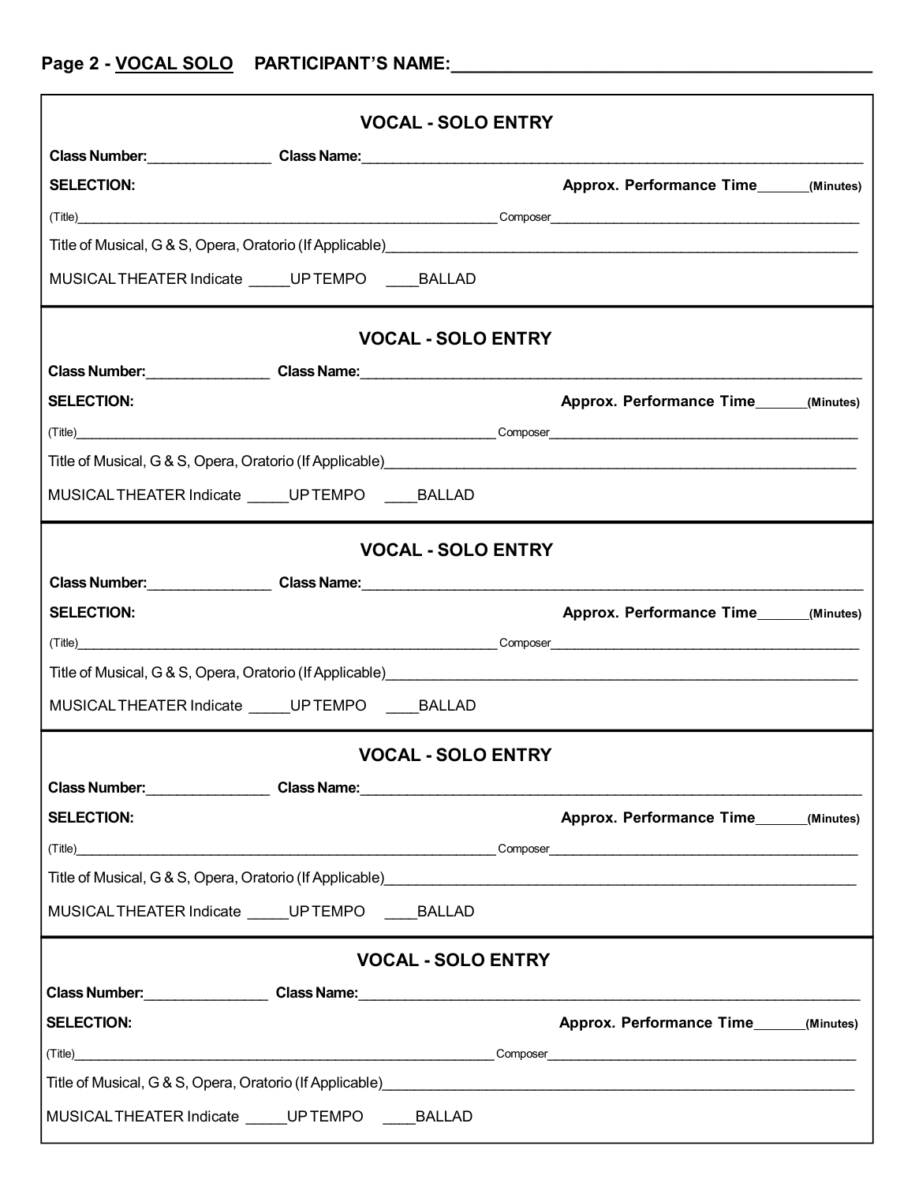**Page 2 - VOCAL SOLO PARTICIPANT'S NAME:________________________________________**

### VOCAL - SOLO ENTRY

**Class Number:**_______________ **Class Name:**______________________________________________________________

**SELECTION:** **Approx. Performance Time**______**(Minutes)**

(Title)________________________________________________________ Composer_________________________________________

Title of Musical, G & S, Opera, Oratorio (If Applicable)_____________________________________________________________

MUSICAL THEATER Indicate _____UP TEMPO ____BALLAD

### VOCAL - SOLO ENTRY

**Class Number:**_______________ **Class Name:**______________________________________________________________

**SELECTION:** **Approx. Performance Time**______**(Minutes)**

(Title)________________________________________________________ Composer_________________________________________

Title of Musical, G & S, Opera, Oratorio (If Applicable)_____________________________________________________________

MUSICAL THEATER Indicate _____UP TEMPO ____BALLAD

### VOCAL - SOLO ENTRY

**Class Number:**_______________ **Class Name:**______________________________________________________________

**SELECTION:** **Approx. Performance Time**______**(Minutes)**

(Title)________________________________________________________ Composer_________________________________________

Title of Musical, G & S, Opera, Oratorio (If Applicable)_____________________________________________________________

MUSICAL THEATER Indicate _____UP TEMPO ____BALLAD

### VOCAL - SOLO ENTRY

**Class Number:**_______________ **Class Name:**______________________________________________________________

**SELECTION:** **Approx. Performance Time**______**(Minutes)**

(Title)________________________________________________________ Composer_________________________________________

Title of Musical, G & S, Opera, Oratorio (If Applicable)_____________________________________________________________

MUSICAL THEATER Indicate _____UP TEMPO ____BALLAD

### VOCAL - SOLO ENTRY

**Class Number:**_______________ **Class Name:**______________________________________________________________

**SELECTION:** **Approx. Performance Time**______**(Minutes)**

(Title)________________________________________________________ Composer_________________________________________

Title of Musical, G & S, Opera, Oratorio (If Applicable)_____________________________________________________________

MUSICAL THEATER Indicate _____UP TEMPO ____BALLAD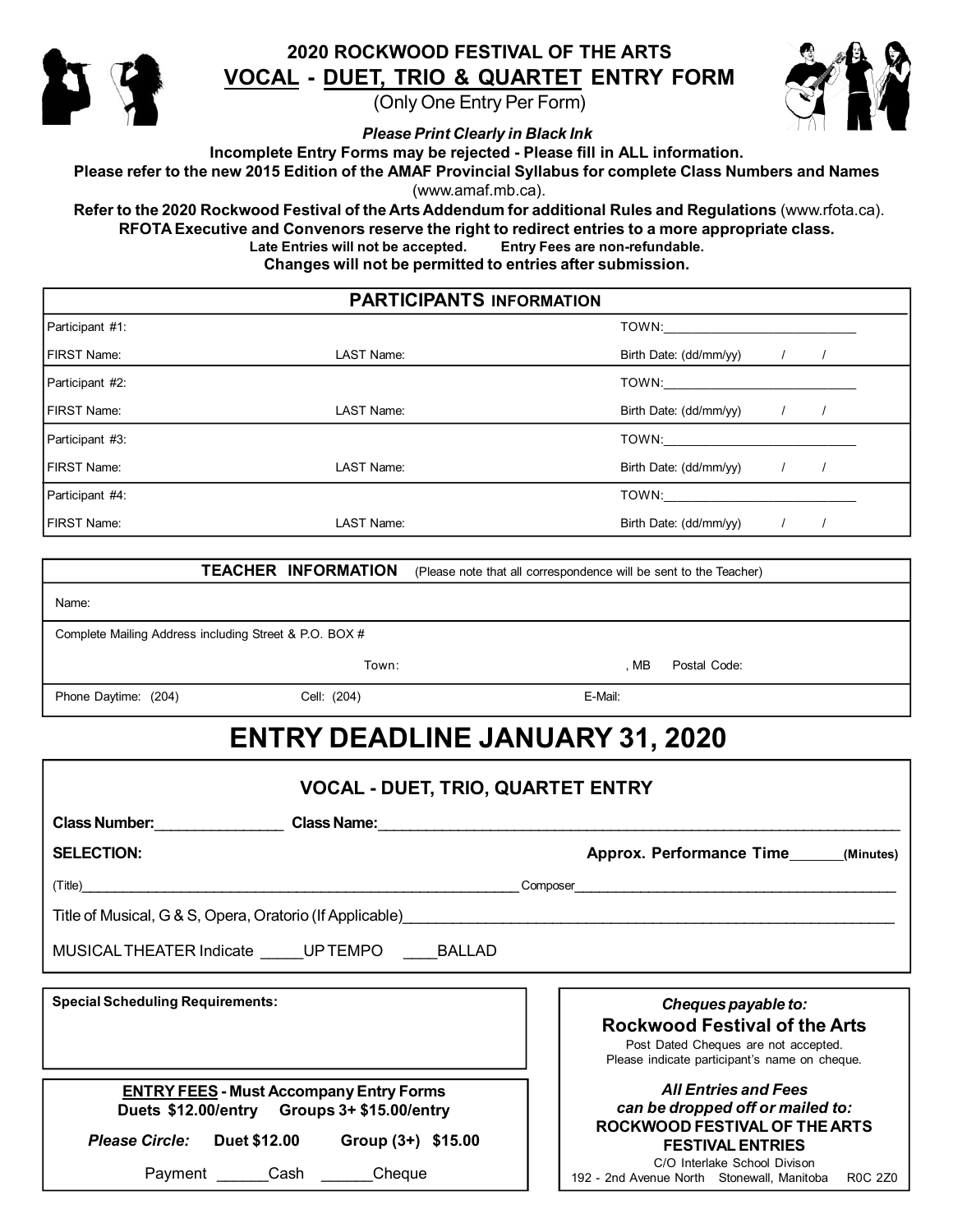# 2020 ROCKWOOD FESTIVAL OF THE ARTS

## VOCAL - DUET, TRIO & QUARTET ENTRY FORM

(Only One Entry Per Form)

***Please Print Clearly in Black Ink***

**Incomplete Entry Forms may be rejected - Please fill in ALL information.**

**Please refer to the new 2015 Edition of the AMAF Provincial Syllabus for complete Class Numbers and Names** (www.amaf.mb.ca).

**Refer to the 2020 Rockwood Festival of the Arts Addendum for additional Rules and Regulations** (www.rfota.ca).

**RFOTA Executive and Convenors reserve the right to redirect entries to a more appropriate class.**

**Late Entries will not be accepted. Entry Fees are non-refundable.**

**Changes will not be permitted to entries after submission.**

| PARTICIPANTS INFORMATION | | |
|---|---|---|
| Participant #1: | | TOWN:____________________ |
| FIRST Name: | LAST Name: | Birth Date: (dd/mm/yy) / / |
| Participant #2: | | TOWN:____________________ |
| FIRST Name: | LAST Name: | Birth Date: (dd/mm/yy) / / |
| Participant #3: | | TOWN:____________________ |
| FIRST Name: | LAST Name: | Birth Date: (dd/mm/yy) / / |
| Participant #4: | | TOWN:____________________ |
| FIRST Name: | LAST Name: | Birth Date: (dd/mm/yy) / / |

| **TEACHER INFORMATION** (Please note that all correspondence will be sent to the Teacher) | | |
|---|---|---|
| Name: | | |
| Complete Mailing Address including Street & P.O. BOX # | | |
| | Town: | , MB Postal Code: |
| Phone Daytime: (204) | Cell: (204) | E-Mail: |

# ENTRY DEADLINE JANUARY 31, 2020

### VOCAL - DUET, TRIO, QUARTET ENTRY

**Class Number:**_______________ **Class Name:**_______________________________________________

**SELECTION:** **Approx. Performance Time**______**(Minutes)**

(Title)____________________________________________ Composer____________________________________

Title of Musical, G & S, Opera, Oratorio (If Applicable)_______________________________________

MUSICAL THEATER Indicate _____UP TEMPO ____BALLAD

**Special Scheduling Requirements:**

**ENTRY FEES - Must Accompany Entry Forms**

**Duets $12.00/entry Groups 3+ $15.00/entry**

***Please Circle:*** **Duet $12.00** **Group (3+) $15.00**

Payment ______Cash ______Cheque

***Cheques payable to:***

**Rockwood Festival of the Arts**

Post Dated Cheques are not accepted.
Please indicate participant's name on cheque.

***All Entries and Fees can be dropped off or mailed to:***

**ROCKWOOD FESTIVAL OF THE ARTS FESTIVAL ENTRIES**

C/O Interlake School Divison
192 - 2nd Avenue North Stonewall, Manitoba R0C 2Z0